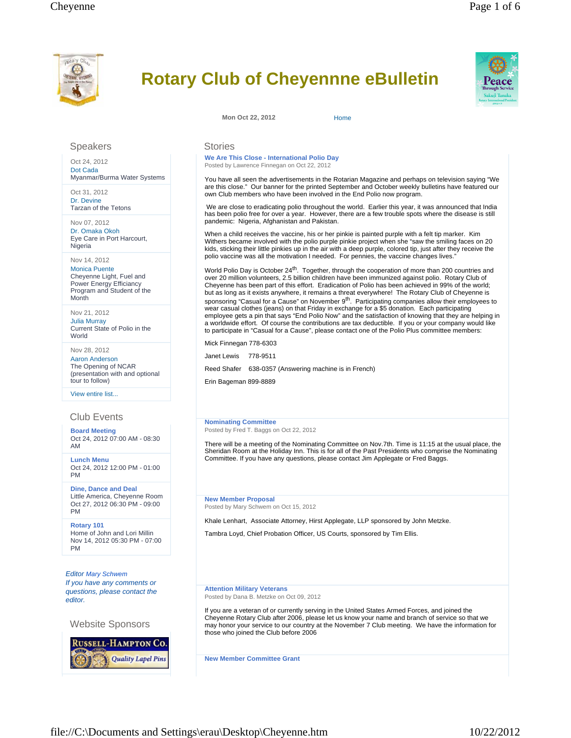# Rotary Club of Cheyenne eBulletin

Mon Oct 22, 2012 Home

## Speakers

Oct 24, 2012
Dot Cada
Myanmar/Burma Water Systems

Oct 31, 2012
Dr. Devine
Tarzan of the Tetons

Nov 07, 2012
Dr. Omaka Okoh
Eye Care in Port Harcourt, Nigeria

Nov 14, 2012
Monica Puente
Cheyenne Light, Fuel and Power Energy Efficiency Program and Student of the Month

Nov 21, 2012
Julia Murray
Current State of Polio in the World

Nov 28, 2012
Aaron Anderson
The Opening of NCAR (presentation with and optional tour to follow)

View entire list...

## Club Events

**Board Meeting**
Oct 24, 2012 07:00 AM - 08:30 AM

**Lunch Menu**
Oct 24, 2012 12:00 PM - 01:00 PM

**Dine, Dance and Deal**
Little America, Cheyenne Room
Oct 27, 2012 06:30 PM - 09:00 PM

**Rotary 101**
Home of John and Lori Millin
Nov 14, 2012 05:30 PM - 07:00 PM

*Editor Mary Schwem*
*If you have any comments or questions, please contact the editor.*

## Website Sponsors

Russell-Hampton Co. Quality Lapel Pins

## Stories

### We Are This Close - International Polio Day

Posted by Lawrence Finnegan on Oct 22, 2012

You have all seen the advertisements in the Rotarian Magazine and perhaps on television saying "We are this close." Our banner for the printed September and October weekly bulletins have featured our own Club members who have been involved in the End Polio now program.

We are close to eradicating polio throughout the world. Earlier this year, it was announced that India has been polio free for over a year. However, there are a few trouble spots where the disease is still pandemic: Nigeria, Afghanistan and Pakistan.

When a child receives the vaccine, his or her pinkie is painted purple with a felt tip marker. Kim Withers became involved with the polio purple pinkie project when she "saw the smiling faces on 20 kids, sticking their little pinkies up in the air with a deep purple, colored tip, just after they receive the polio vaccine was all the motivation I needed. For pennies, the vaccine changes lives."

World Polio Day is October 24th. Together, through the cooperation of more than 200 countries and over 20 million volunteers, 2.5 billion children have been immunized against polio. Rotary Club of Cheyenne has been part of this effort. Eradication of Polio has been achieved in 99% of the world; but as long as it exists anywhere, it remains a threat everywhere! The Rotary Club of Cheyenne is sponsoring "Casual for a Cause" on November 9th. Participating companies allow their employees to wear casual clothes (jeans) on that Friday in exchange for a $5 donation. Each participating employee gets a pin that says "End Polio Now" and the satisfaction of knowing that they are helping in a worldwide effort. Of course the contributions are tax deductible. If you or your company would like to participate in "Casual for a Cause", please contact one of the Polio Plus committee members:

Mick Finnegan 778-6303

Janet Lewis 778-9511

Reed Shafer 638-0357 (Answering machine is in French)

Erin Bageman 899-8889

### Nominating Committee

Posted by Fred T. Baggs on Oct 22, 2012

There will be a meeting of the Nominating Committee on Nov.7th. Time is 11:15 at the usual place, the Sheridan Room at the Holiday Inn. This is for all of the Past Presidents who comprise the Nominating Committee. If you have any questions, please contact Jim Applegate or Fred Baggs.

### New Member Proposal

Posted by Mary Schwem on Oct 15, 2012

Khale Lenhart, Associate Attorney, Hirst Applegate, LLP sponsored by John Metzke.

Tambra Loyd, Chief Probation Officer, US Courts, sponsored by Tim Ellis.

### Attention Military Veterans

Posted by Dana B. Metzke on Oct 09, 2012

If you are a veteran of or currently serving in the United States Armed Forces, and joined the Cheyenne Rotary Club after 2006, please let us know your name and branch of service so that we may honor your service to our country at the November 7 Club meeting. We have the information for those who joined the Club before 2006

### New Member Committee Grant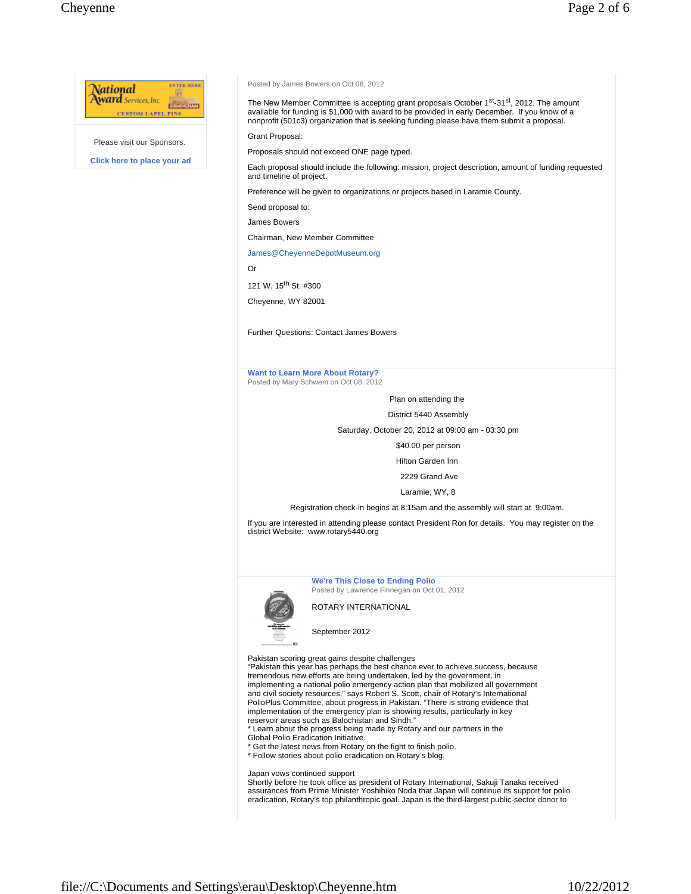Please visit our Sponsors.

Click here to place your ad

Posted by James Bowers on Oct 08, 2012

The New Member Committee is accepting grant proposals October 1st-31st, 2012. The amount available for funding is $1,000 with award to be provided in early December. If you know of a nonprofit (501c3) organization that is seeking funding please have them submit a proposal.

Grant Proposal:

Proposals should not exceed ONE page typed.

Each proposal should include the following: mission, project description, amount of funding requested and timeline of project.

Preference will be given to organizations or projects based in Laramie County.

Send proposal to:

James Bowers

Chairman, New Member Committee

James@CheyenneDepotMuseum.org

Or

121 W. 15th St. #300

Cheyenne, WY 82001

Further Questions: Contact James Bowers

## Want to Learn More About Rotary?

Posted by Mary Schwem on Oct 08, 2012

Plan on attending the

District 5440 Assembly

Saturday, October 20, 2012 at 09:00 am - 03:30 pm

$40.00 per person

Hilton Garden Inn

2229 Grand Ave

Laramie, WY, 8

Registration check-in begins at 8:15am and the assembly will start at 9:00am.

If you are interested in attending please contact President Ron for details. You may register on the district Website: www.rotary5440.org

## We're This Close to Ending Polio

Posted by Lawrence Finnegan on Oct 01, 2012

ROTARY INTERNATIONAL

September 2012

Pakistan scoring great gains despite challenges
"Pakistan this year has perhaps the best chance ever to achieve success, because tremendous new efforts are being undertaken, led by the government, in implementing a national polio emergency action plan that mobilized all government and civil society resources," says Robert S. Scott, chair of Rotary's International PolioPlus Committee, about progress in Pakistan. "There is strong evidence that implementation of the emergency plan is showing results, particularly in key reservoir areas such as Balochistan and Sindh."

* Learn about the progress being made by Rotary and our partners in the Global Polio Eradication Initiative.
* Get the latest news from Rotary on the fight to finish polio.
* Follow stories about polio eradication on Rotary's blog.

Japan vows continued support
Shortly before he took office as president of Rotary International, Sakuji Tanaka received assurances from Prime Minister Yoshihiko Noda that Japan will continue its support for polio eradication, Rotary's top philanthropic goal. Japan is the third-largest public-sector donor to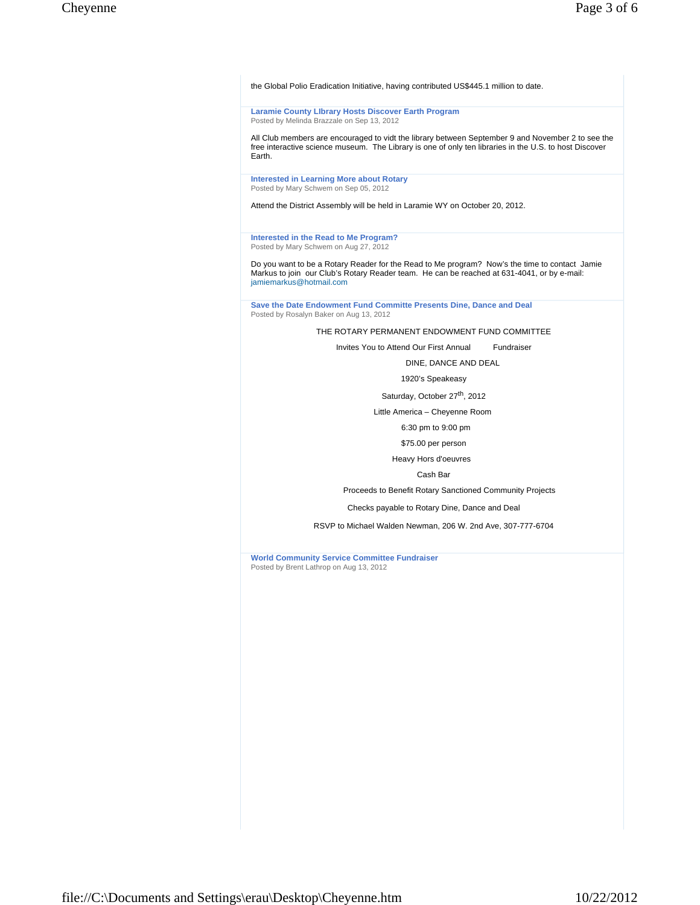the Global Polio Eradication Initiative, having contributed US$445.1 million to date.

### Laramie County LIbrary Hosts Discover Earth Program

Posted by Melinda Brazzale on Sep 13, 2012

All Club members are encouraged to vidt the library between September 9 and November 2 to see the free interactive science museum. The Library is one of only ten libraries in the U.S. to host Discover Earth.

### Interested in Learning More about Rotary

Posted by Mary Schwem on Sep 05, 2012

Attend the District Assembly will be held in Laramie WY on October 20, 2012.

### Interested in the Read to Me Program?

Posted by Mary Schwem on Aug 27, 2012

Do you want to be a Rotary Reader for the Read to Me program? Now's the time to contact Jamie Markus to join our Club's Rotary Reader team. He can be reached at 631-4041, or by e-mail: jamiemarkus@hotmail.com

### Save the Date Endowment Fund Committe Presents Dine, Dance and Deal

Posted by Rosalyn Baker on Aug 13, 2012

THE ROTARY PERMANENT ENDOWMENT FUND COMMITTEE

Invites You to Attend Our First Annual Fundraiser

DINE, DANCE AND DEAL

1920's Speakeasy

Saturday, October 27th, 2012

Little America – Cheyenne Room

6:30 pm to 9:00 pm

$75.00 per person

Heavy Hors d'oeuvres

Cash Bar

Proceeds to Benefit Rotary Sanctioned Community Projects

Checks payable to Rotary Dine, Dance and Deal

RSVP to Michael Walden Newman, 206 W. 2nd Ave, 307-777-6704

### World Community Service Committee Fundraiser

Posted by Brent Lathrop on Aug 13, 2012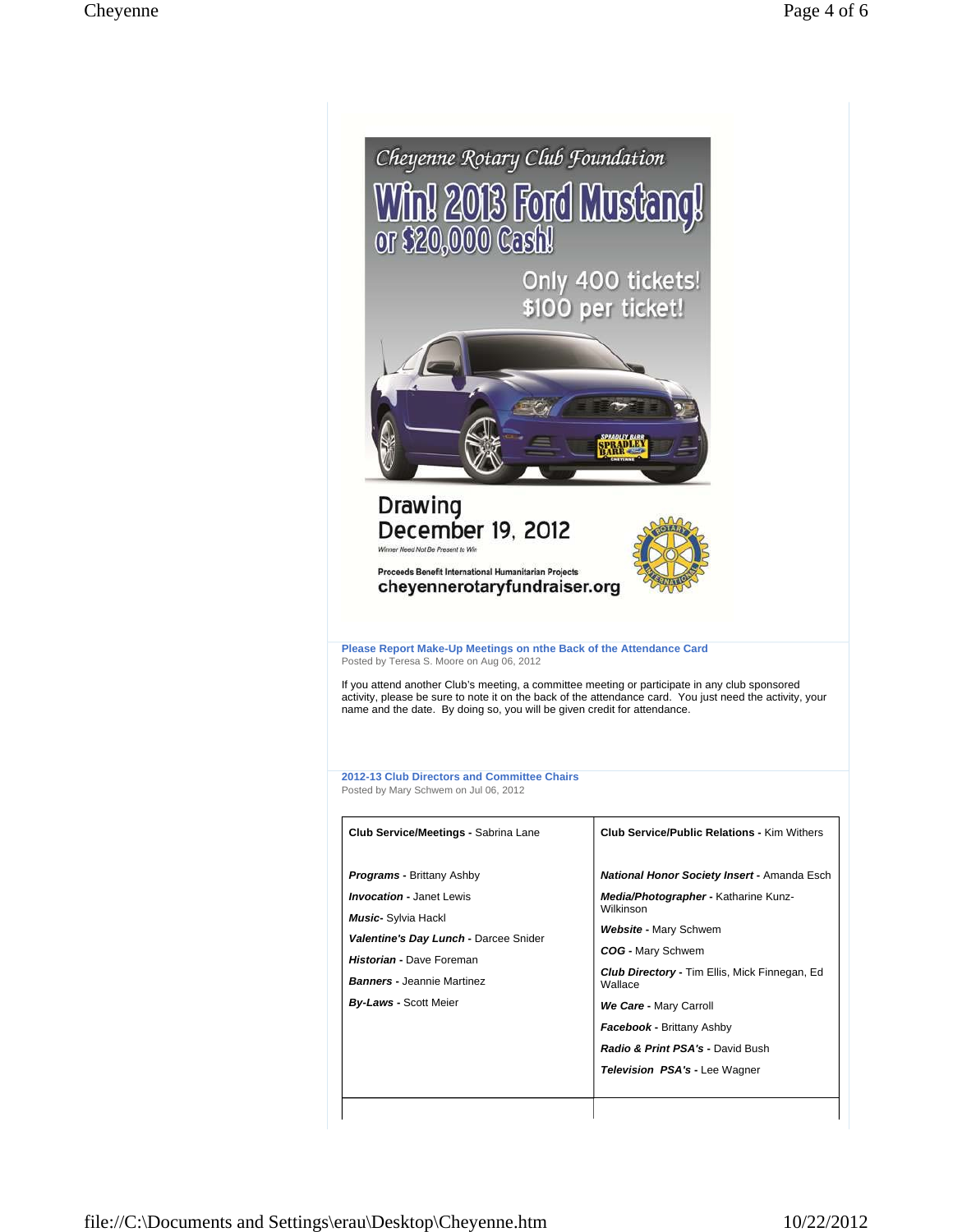Cheyenne Rotary Club Foundation

# Win! 2013 Ford Mustang!

## or $20,000 Cash!

Only 400 tickets!
$100 per ticket!

SPRADLEY BARR

Drawing
December 19, 2012

Winner Need Not Be Present to Win

Proceeds Benefit International Humanitarian Projects

cheyennerotaryfundraiser.org

ROTARY INTERNATIONAL

### Please Report Make-Up Meetings on nthe Back of the Attendance Card

Posted by Teresa S. Moore on Aug 06, 2012

If you attend another Club's meeting, a committee meeting or participate in any club sponsored activity, please be sure to note it on the back of the attendance card. You just need the activity, your name and the date. By doing so, you will be given credit for attendance.

### 2012-13 Club Directors and Committee Chairs

Posted by Mary Schwem on Jul 06, 2012

| **Club Service/Meetings -** Sabrina Lane | **Club Service/Public Relations -** Kim Withers |
|---|---|
| ***Programs* -** Brittany Ashby | ***National Honor Society Insert* -** Amanda Esch |
| ***Invocation* -** Janet Lewis | ***Media/Photographer* -** Katharine Kunz-Wilkinson |
| ***Music*-** Sylvia Hackl | ***Website* -** Mary Schwem |
| ***Valentine's Day Lunch* -** Darcee Snider | ***COG* -** Mary Schwem |
| ***Historian* -** Dave Foreman | ***Club Directory* -** Tim Ellis, Mick Finnegan, Ed Wallace |
| ***Banners* -** Jeannie Martinez | ***We Care* -** Mary Carroll |
| ***By-Laws* -** Scott Meier | ***Facebook* -** Brittany Ashby |
| | ***Radio & Print PSA's* -** David Bush |
| | ***Television PSA's* -** Lee Wagner |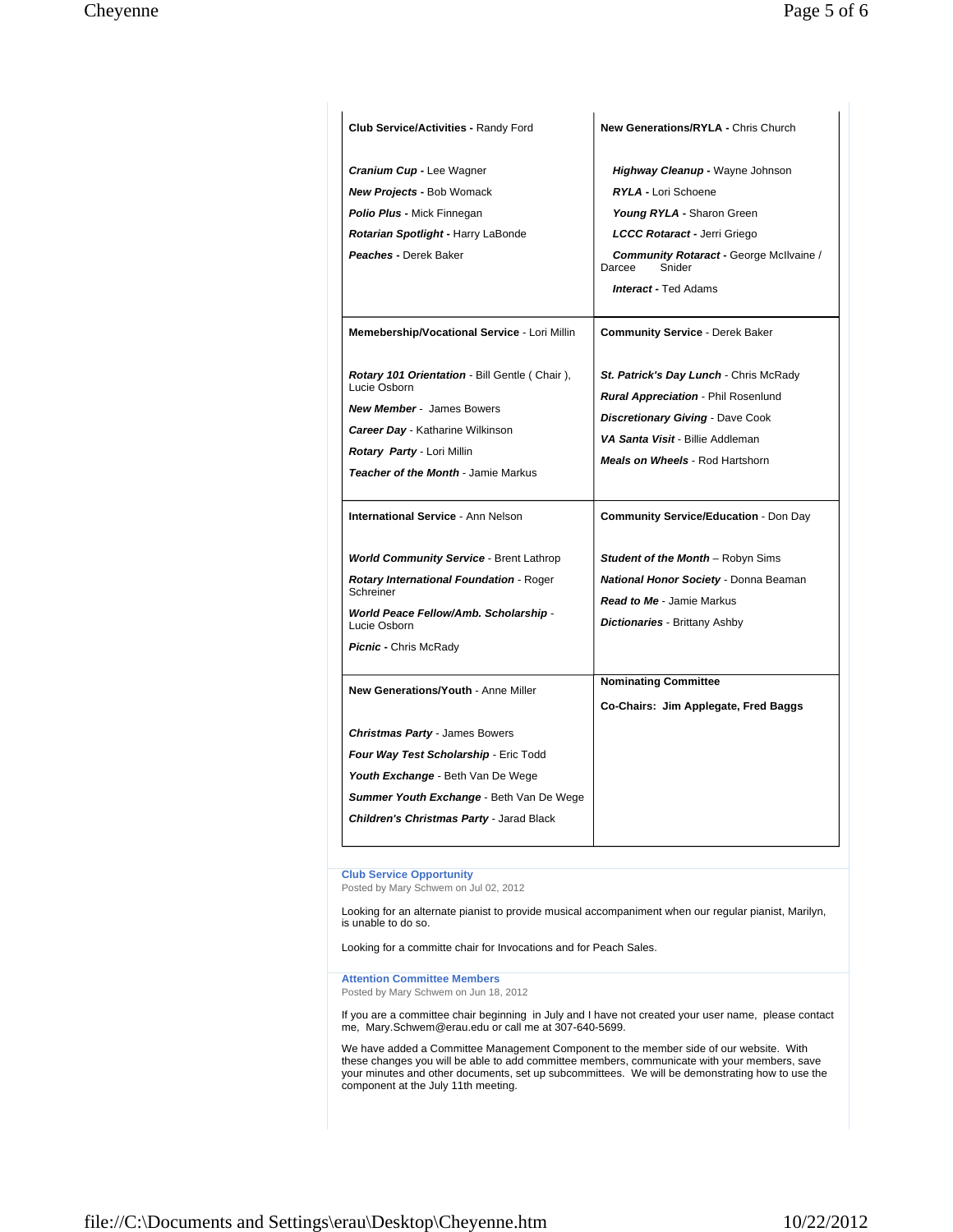| | |
|---|---|
| **Club Service/Activities -** Randy Ford<br><br>***Cranium Cup -*** Lee Wagner<br>***New Projects -*** Bob Womack<br>***Polio Plus -*** Mick Finnegan<br>***Rotarian Spotlight -*** Harry LaBonde<br>***Peaches -*** Derek Baker | **New Generations/RYLA -** Chris Church<br><br>***Highway Cleanup -*** Wayne Johnson<br>***RYLA -*** Lori Schoene<br>***Young RYLA -*** Sharon Green<br>***LCCC Rotaract -*** Jerri Griego<br>***Community Rotaract -*** George McIlvaine / Darcee Snider<br>***Interact -*** Ted Adams |
| **Memebership/Vocational Service** - Lori Millin<br><br>***Rotary 101 Orientation*** - Bill Gentle ( Chair ), Lucie Osborn<br>***New Member*** - James Bowers<br>***Career Day*** - Katharine Wilkinson<br>***Rotary Party*** - Lori Millin<br>***Teacher of the Month*** - Jamie Markus | **Community Service** - Derek Baker<br><br>***St. Patrick's Day Lunch*** - Chris McRady<br>***Rural Appreciation*** - Phil Rosenlund<br>***Discretionary Giving*** - Dave Cook<br>***VA Santa Visit*** - Billie Addleman<br>***Meals on Wheels*** - Rod Hartshorn |
| **International Service** - Ann Nelson<br><br>***World Community Service*** - Brent Lathrop<br>***Rotary International Foundation*** - Roger Schreiner<br>***World Peace Fellow/Amb. Scholarship*** - Lucie Osborn<br>***Picnic -*** Chris McRady | **Community Service/Education** - Don Day<br><br>***Student of the Month*** – Robyn Sims<br>***National Honor Society*** - Donna Beaman<br>***Read to Me*** - Jamie Markus<br>***Dictionaries*** - Brittany Ashby |
| **New Generations/Youth** - Anne Miller<br><br>***Christmas Party*** - James Bowers<br>***Four Way Test Scholarship*** - Eric Todd<br>***Youth Exchange*** - Beth Van De Wege<br>***Summer Youth Exchange*** - Beth Van De Wege<br>***Children's Christmas Party*** - Jarad Black | **Nominating Committee**<br><br>**Co-Chairs: Jim Applegate, Fred Baggs** |

### Club Service Opportunity

Posted by Mary Schwem on Jul 02, 2012

Looking for an alternate pianist to provide musical accompaniment when our regular pianist, Marilyn, is unable to do so.

Looking for a committe chair for Invocations and for Peach Sales.

### Attention Committee Members

Posted by Mary Schwem on Jun 18, 2012

If you are a committee chair beginning in July and I have not created your user name, please contact me, Mary.Schwem@erau.edu or call me at 307-640-5699.

We have added a Committee Management Component to the member side of our website. With these changes you will be able to add committee members, communicate with your members, save your minutes and other documents, set up subcommittees. We will be demonstrating how to use the component at the July 11th meeting.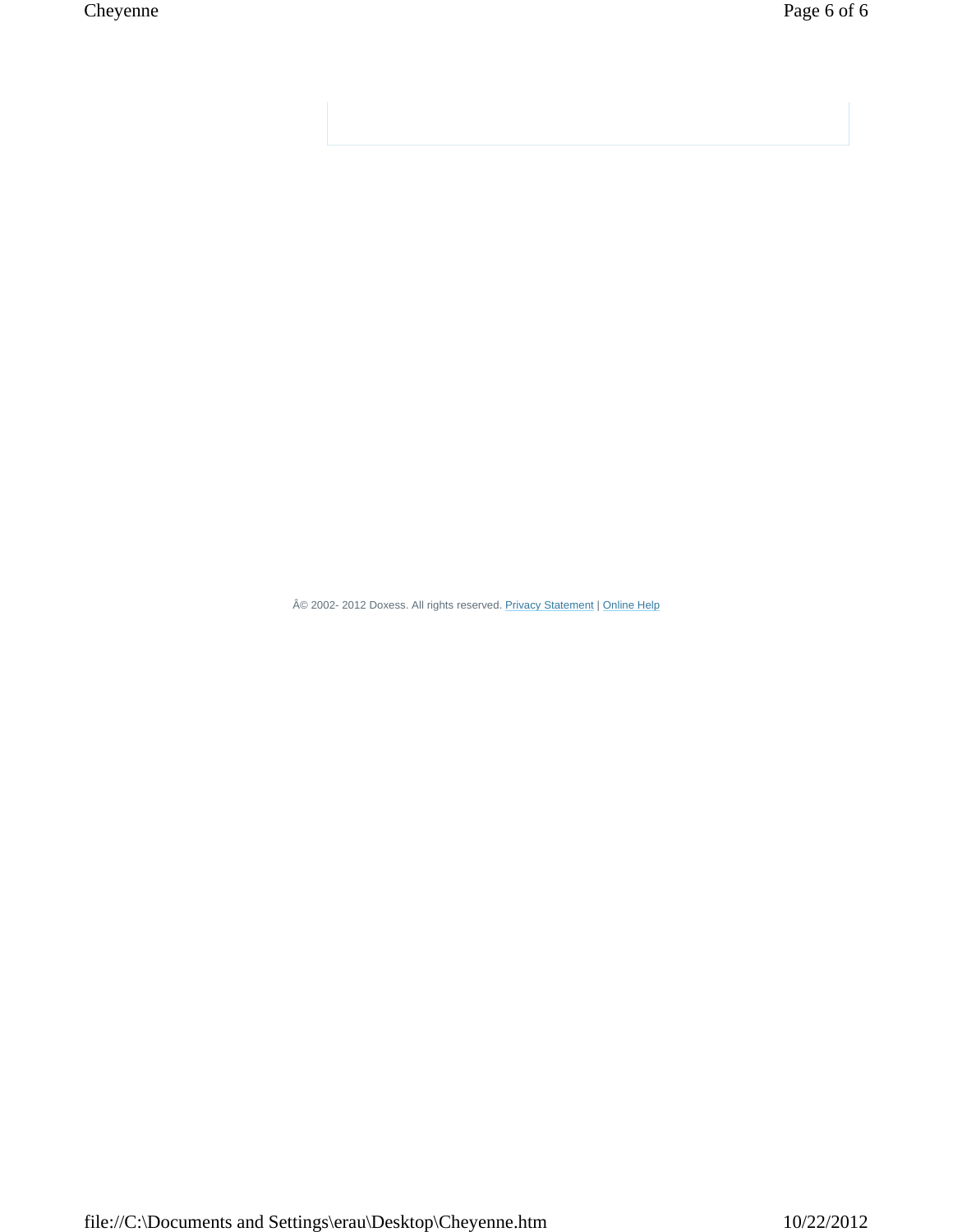Â© 2002- 2012 Doxess. All rights reserved. Privacy Statement | Online Help